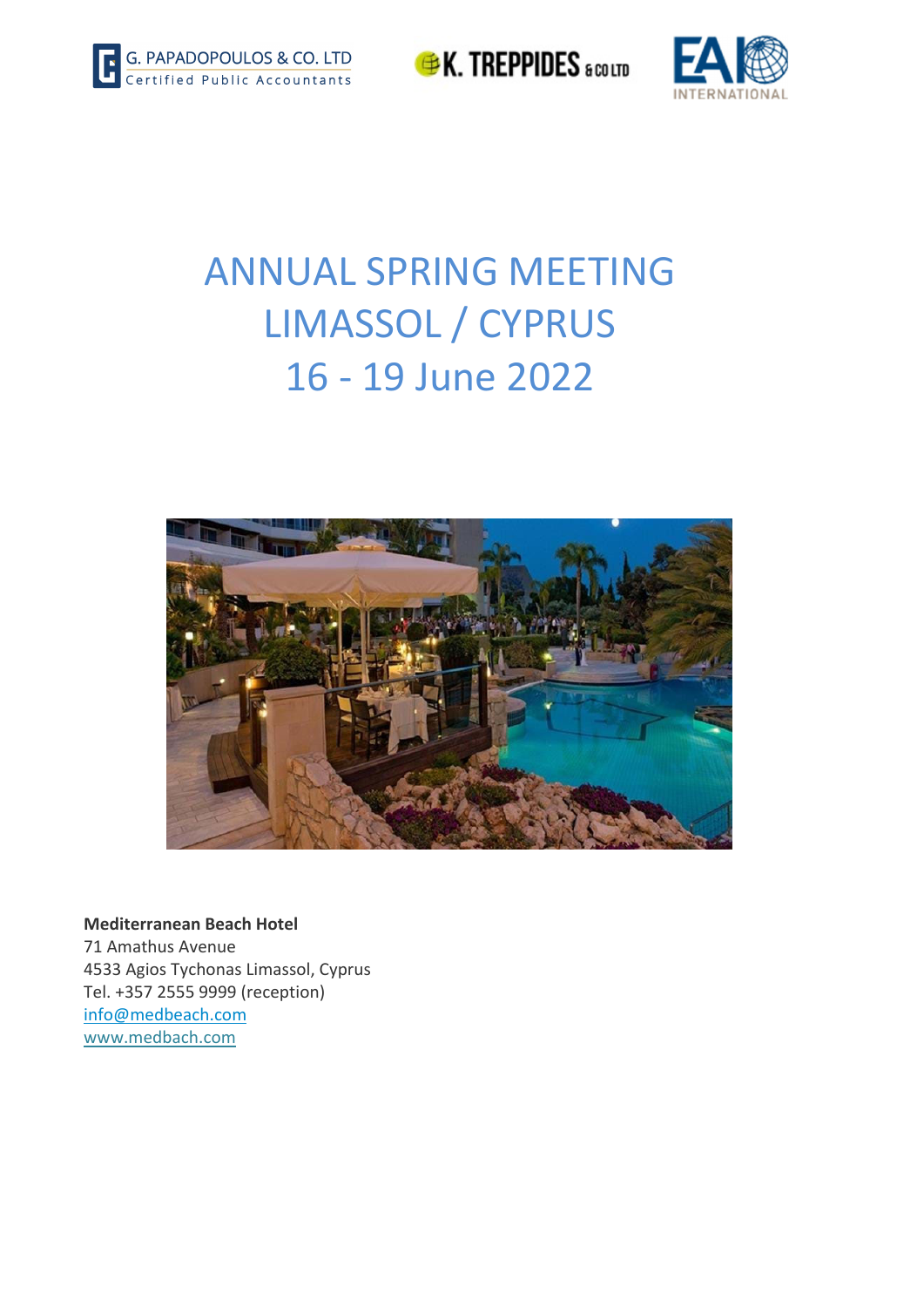G. PAPADOPOULOS & CO. LTD
Certified Public Accountants

K. TREPPIDES & CO LTD

EAI INTERNATIONAL

# ANNUAL SPRING MEETING
# LIMASSOL / CYPRUS
# 16 - 19 June 2022

**Mediterranean Beach Hotel**
71 Amathus Avenue
4533 Agios Tychonas Limassol, Cyprus
Tel. +357 2555 9999 (reception)
info@medbeach.com
www.medbach.com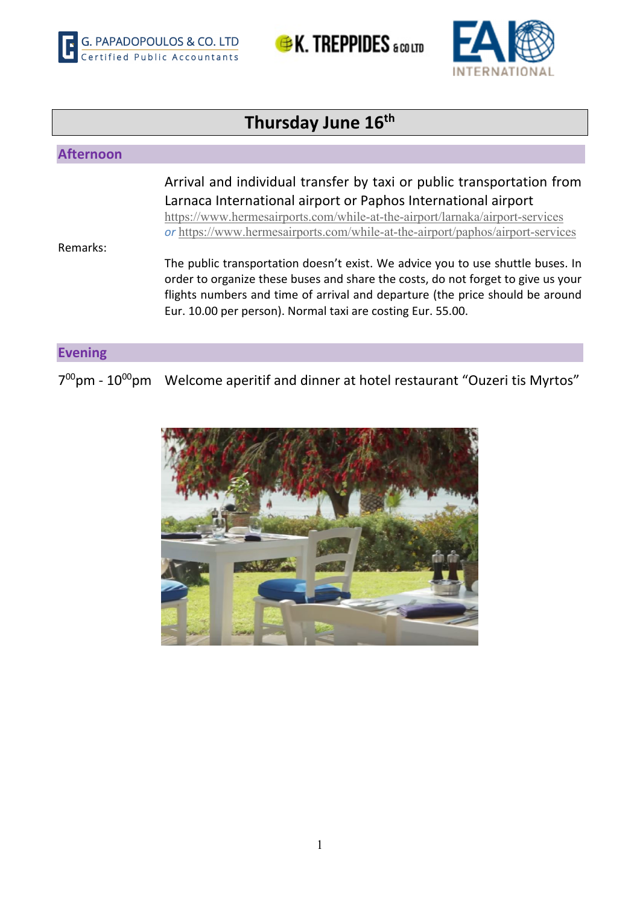# Thursday June 16th

## Afternoon

Arrival and individual transfer by taxi or public transportation from Larnaca International airport or Paphos International airport
https://www.hermesairports.com/while-at-the-airport/larnaka/airport-services
*or* https://www.hermesairports.com/while-at-the-airport/paphos/airport-services

Remarks:

The public transportation doesn't exist. We advice you to use shuttle buses. In order to organize these buses and share the costs, do not forget to give us your flights numbers and time of arrival and departure (the price should be around Eur. 10.00 per person). Normal taxi are costing Eur. 55.00.

## Evening

7:00pm - 10:00pm Welcome aperitif and dinner at hotel restaurant "Ouzeri tis Myrtos"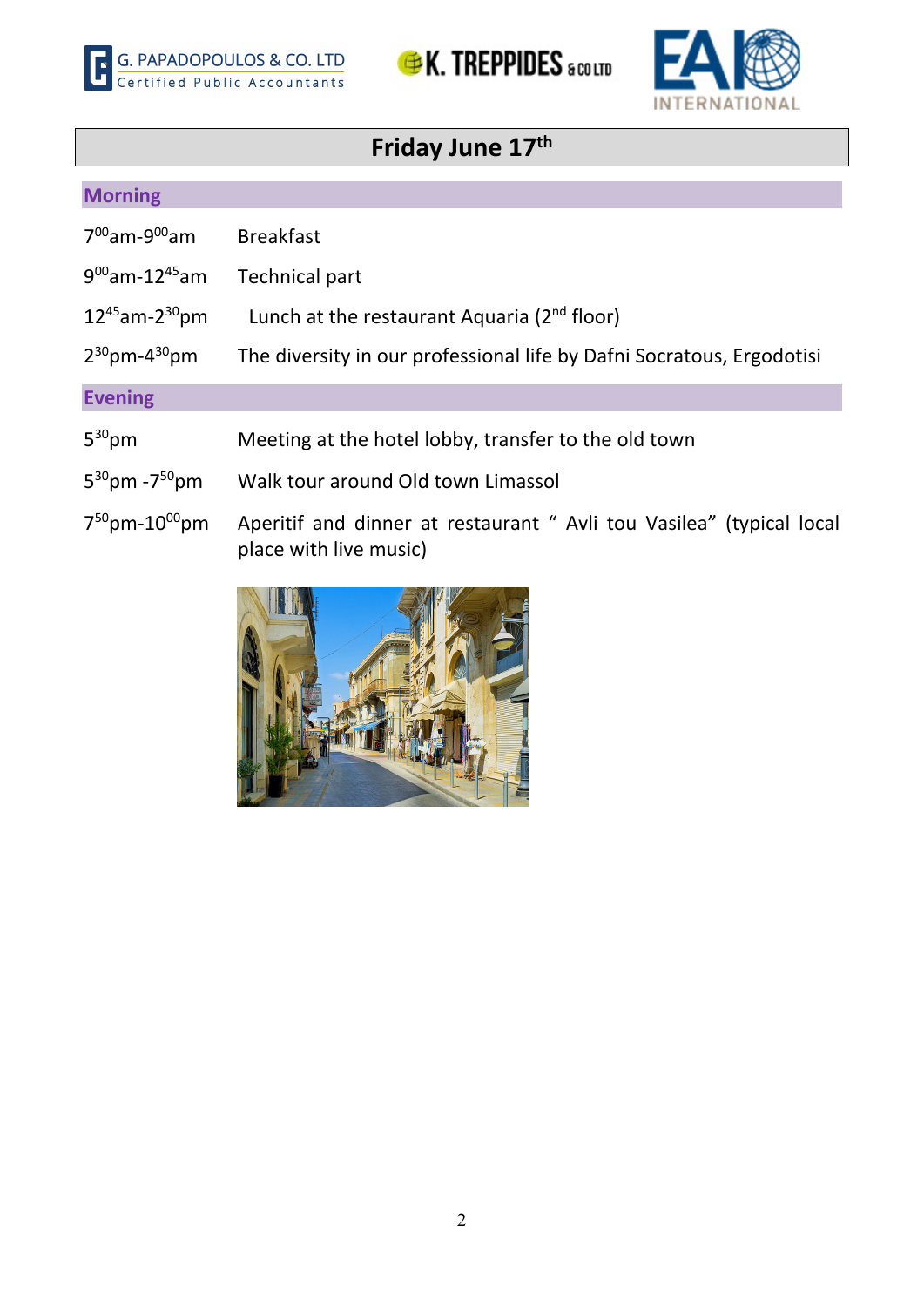## Friday June 17th

### Morning

| | |
|---|---|
| 7:00am-9:00am | Breakfast |
| 9:00am-12:45am | Technical part |
| 12:45am-2:30pm | Lunch at the restaurant Aquaria (2nd floor) |
| 2:30pm-4:30pm | The diversity in our professional life by Dafni Socratous, Ergodotisi |

### Evening

| | |
|---|---|
| 5:30pm | Meeting at the hotel lobby, transfer to the old town |
| 5:30pm -7:50pm | Walk tour around Old town Limassol |
| 7:50pm-10:00pm | Aperitif and dinner at restaurant " Avli tou Vasilea" (typical local place with live music) |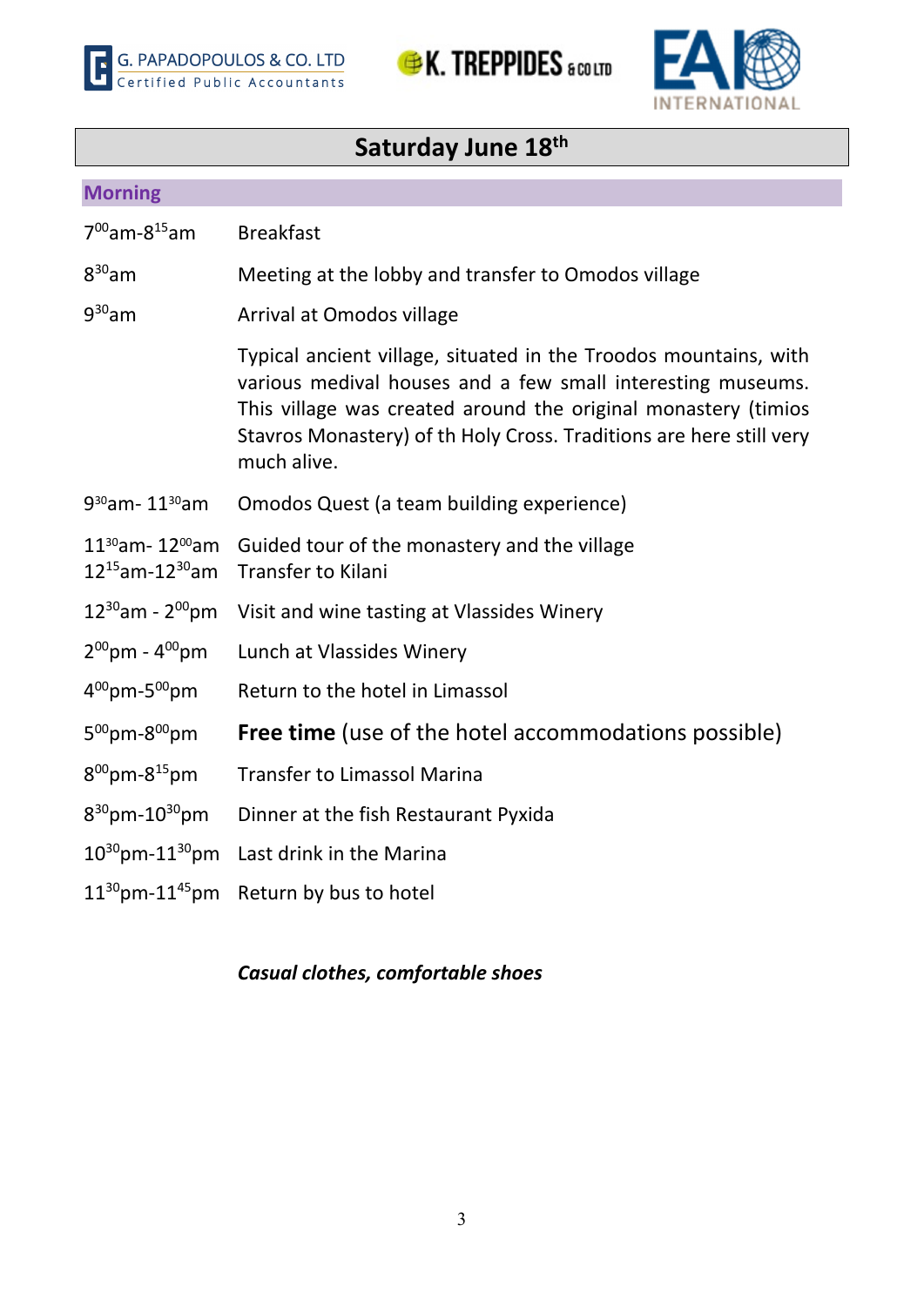G. PAPADOPOULOS & CO. LTD
Certified Public Accountants

K. TREPPIDES & CO LTD

EAI INTERNATIONAL

## Saturday June 18th

### Morning

| | |
|---|---|
| 7:00am-8:15am | Breakfast |
| 8:30am | Meeting at the lobby and transfer to Omodos village |
| 9:30am | Arrival at Omodos village |
| | Typical ancient village, situated in the Troodos mountains, with various medival houses and a few small interesting museums. This village was created around the original monastery (timios Stavros Monastery) of th Holy Cross. Traditions are here still very much alive. |
| 9:30am- 11:30am | Omodos Quest (a team building experience) |
| 11:30am- 12:00am | Guided tour of the monastery and the village |
| 12:15am-12:30am | Transfer to Kilani |
| 12:30am - 2:00pm | Visit and wine tasting at Vlassides Winery |
| 2:00pm - 4:00pm | Lunch at Vlassides Winery |
| 4:00pm-5:00pm | Return to the hotel in Limassol |
| 5:00pm-8:00pm | **Free time** (use of the hotel accommodations possible) |
| 8:00pm-8:15pm | Transfer to Limassol Marina |
| 8:30pm-10:30pm | Dinner at the fish Restaurant Pyxida |
| 10:30pm-11:30pm | Last drink in the Marina |
| 11:30pm-11:45pm | Return by bus to hotel |

***Casual clothes, comfortable shoes***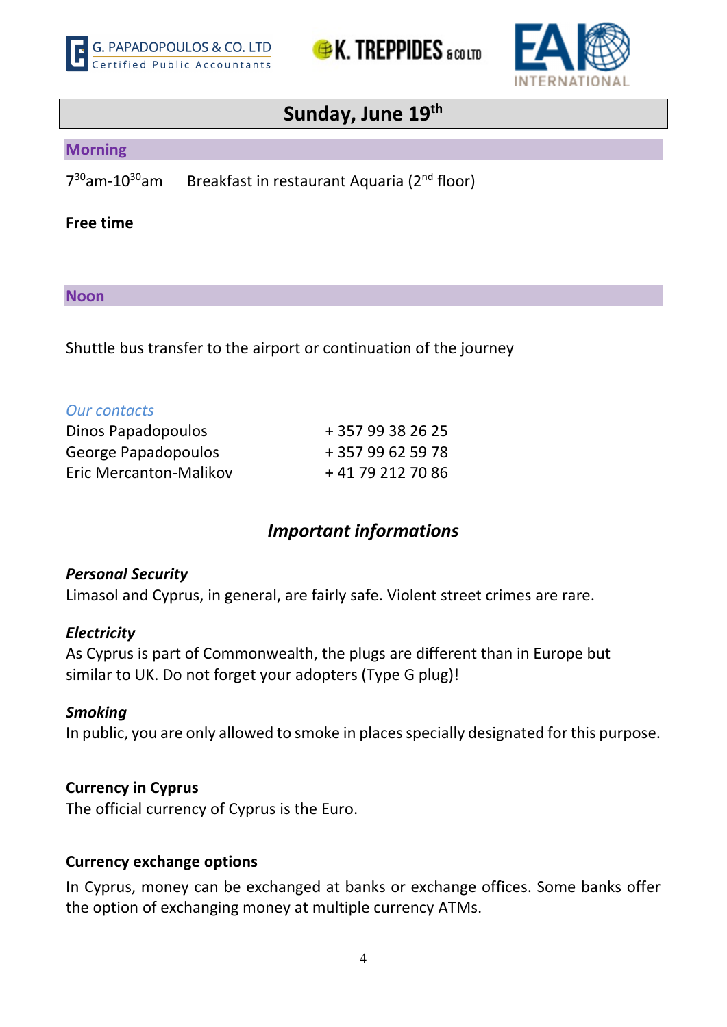G. PAPADOPOULOS & CO. LTD
Certified Public Accountants

K. TREPPIDES & CO LTD

EAI INTERNATIONAL

## Sunday, June 19th

### Morning

7:30am-10:30am Breakfast in restaurant Aquaria (2nd floor)

**Free time**

### Noon

Shuttle bus transfer to the airport or continuation of the journey

*Our contacts*

| | |
|---|---|
| Dinos Papadopoulos | + 357 99 38 26 25 |
| George Papadopoulos | + 357 99 62 59 78 |
| Eric Mercanton-Malikov | + 41 79 212 70 86 |

## *Important informations*

***Personal Security***

Limasol and Cyprus, in general, are fairly safe. Violent street crimes are rare.

***Electricity***

As Cyprus is part of Commonwealth, the plugs are different than in Europe but similar to UK. Do not forget your adopters (Type G plug)!

***Smoking***

In public, you are only allowed to smoke in places specially designated for this purpose.

**Currency in Cyprus**

The official currency of Cyprus is the Euro.

**Currency exchange options**

In Cyprus, money can be exchanged at banks or exchange offices. Some banks offer the option of exchanging money at multiple currency ATMs.